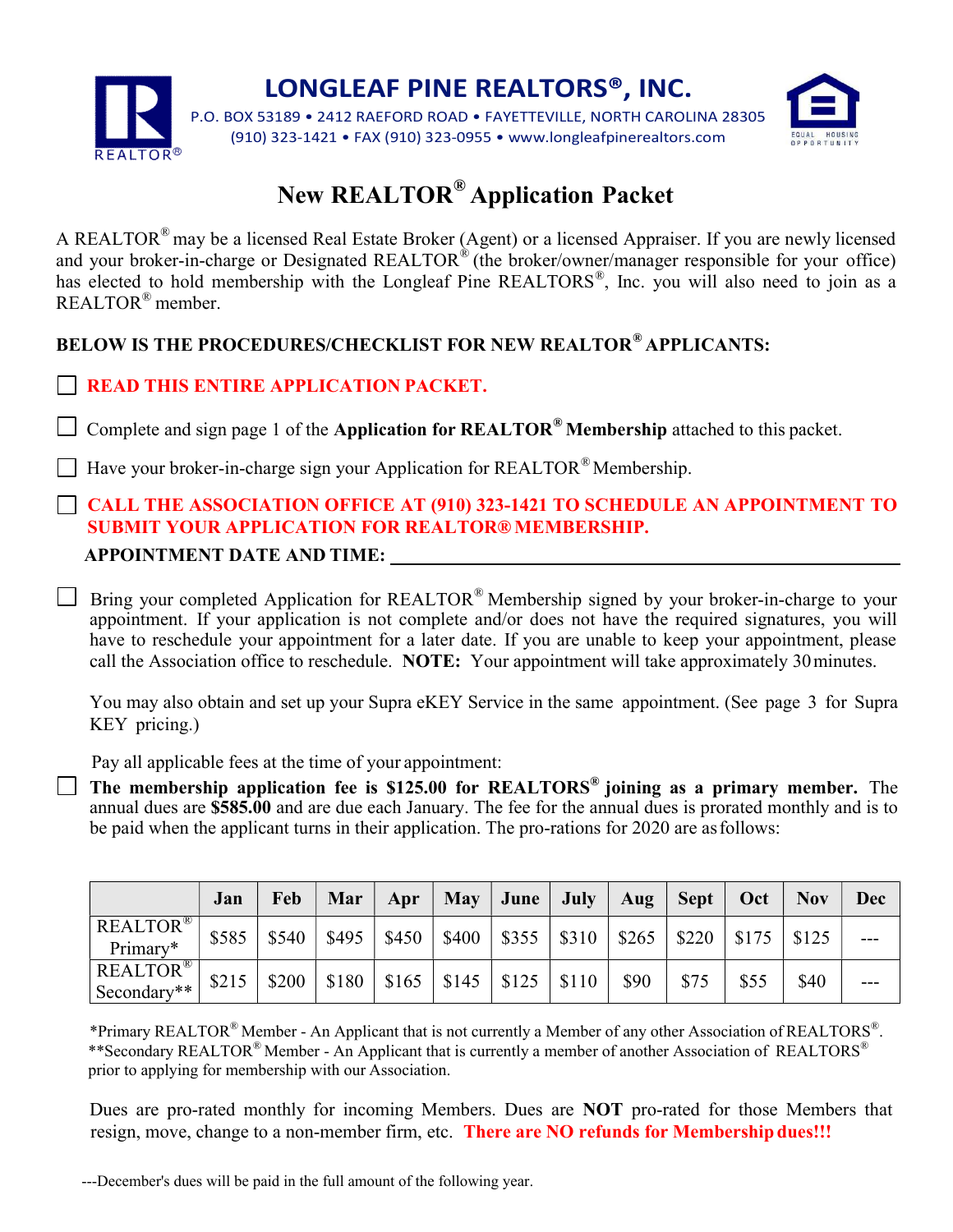# LONGLEAF PINE REALTORS®, INC.

P.O. BOX 53189 • 2412 RAEFORD ROAD • FAYETTEVILLE, NORTH CAROLINA 28305
(910) 323-1421 • FAX (910) 323-0955 • www.longleafpinerealtors.com

## New REALTOR® Application Packet

A REALTOR® may be a licensed Real Estate Broker (Agent) or a licensed Appraiser. If you are newly licensed and your broker-in-charge or Designated REALTOR® (the broker/owner/manager responsible for your office) has elected to hold membership with the Longleaf Pine REALTORS®, Inc. you will also need to join as a REALTOR® member.

**BELOW IS THE PROCEDURES/CHECKLIST FOR NEW REALTOR® APPLICANTS:**

- ☐ **READ THIS ENTIRE APPLICATION PACKET.**
- ☐ Complete and sign page 1 of the **Application for REALTOR® Membership** attached to this packet.
- ☐ Have your broker-in-charge sign your Application for REALTOR® Membership.
- ☐ **CALL THE ASSOCIATION OFFICE AT (910) 323-1421 TO SCHEDULE AN APPOINTMENT TO SUBMIT YOUR APPLICATION FOR REALTOR® MEMBERSHIP.**

**APPOINTMENT DATE AND TIME:** ______________________________

- ☐ Bring your completed Application for REALTOR® Membership signed by your broker-in-charge to your appointment. If your application is not complete and/or does not have the required signatures, you will have to reschedule your appointment for a later date. If you are unable to keep your appointment, please call the Association office to reschedule. **NOTE:** Your appointment will take approximately 30 minutes.

  You may also obtain and set up your Supra eKEY Service in the same appointment. (See page 3 for Supra KEY pricing.)

  Pay all applicable fees at the time of your appointment:

- ☐ **The membership application fee is $125.00 for REALTORS® joining as a primary member.** The annual dues are **$585.00** and are due each January. The fee for the annual dues is prorated monthly and is to be paid when the applicant turns in their application. The pro-rations for 2020 are as follows:

| | Jan | Feb | Mar | Apr | May | June | July | Aug | Sept | Oct | Nov | Dec |
|---|---|---|---|---|---|---|---|---|---|---|---|---|
| REALTOR® Primary* | $585 | $540 | $495 | $450 | $400 | $355 | $310 | $265 | $220 | $175 | $125 | --- |
| REALTOR® Secondary** | $215 | $200 | $180 | $165 | $145 | $125 | $110 | $90 | $75 | $55 | $40 | --- |

*Primary REALTOR® Member - An Applicant that is not currently a Member of any other Association of REALTORS®.
**Secondary REALTOR® Member - An Applicant that is currently a member of another Association of REALTORS® prior to applying for membership with our Association.

Dues are pro-rated monthly for incoming Members. Dues are **NOT** pro-rated for those Members that resign, move, change to a non-member firm, etc. **There are NO refunds for Membership dues!!!**

---December's dues will be paid in the full amount of the following year.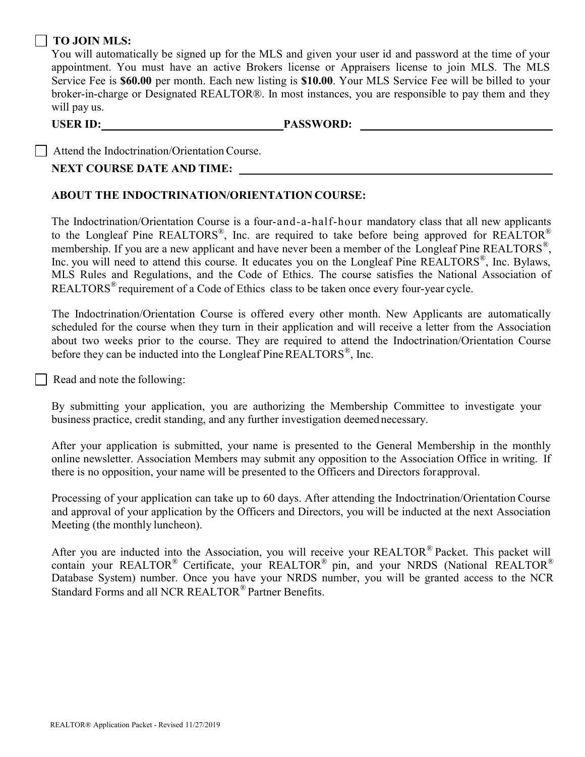☐ **TO JOIN MLS:**

You will automatically be signed up for the MLS and given your user id and password at the time of your appointment. You must have an active Brokers license or Appraisers license to join MLS. The MLS Service Fee is **$60.00** per month. Each new listing is **$10.00**. Your MLS Service Fee will be billed to your broker-in-charge or Designated REALTOR®. In most instances, you are responsible to pay them and they will pay us.

**USER ID:**\_\_\_\_\_\_\_\_\_\_\_\_\_\_\_\_\_\_\_\_\_\_\_\_\_\_\_\_\_\_ **PASSWORD:** \_\_\_\_\_\_\_\_\_\_\_\_\_\_\_\_\_\_\_\_\_\_\_\_\_\_\_\_\_\_

☐ Attend the Indoctrination/Orientation Course.

**NEXT COURSE DATE AND TIME:** \_\_\_\_\_\_\_\_\_\_\_\_\_\_\_\_\_\_\_\_\_\_\_\_\_\_\_\_\_\_\_\_\_\_\_\_\_\_\_\_

**ABOUT THE INDOCTRINATION/ORIENTATION COURSE:**

The Indoctrination/Orientation Course is a four-and-a-half-hour mandatory class that all new applicants to the Longleaf Pine REALTORS®, Inc. are required to take before being approved for REALTOR® membership. If you are a new applicant and have never been a member of the Longleaf Pine REALTORS®, Inc. you will need to attend this course. It educates you on the Longleaf Pine REALTORS®, Inc. Bylaws, MLS Rules and Regulations, and the Code of Ethics. The course satisfies the National Association of REALTORS® requirement of a Code of Ethics class to be taken once every four-year cycle.

The Indoctrination/Orientation Course is offered every other month. New Applicants are automatically scheduled for the course when they turn in their application and will receive a letter from the Association about two weeks prior to the course. They are required to attend the Indoctrination/Orientation Course before they can be inducted into the Longleaf Pine REALTORS®, Inc.

☐ Read and note the following:

By submitting your application, you are authorizing the Membership Committee to investigate your business practice, credit standing, and any further investigation deemed necessary.

After your application is submitted, your name is presented to the General Membership in the monthly online newsletter. Association Members may submit any opposition to the Association Office in writing. If there is no opposition, your name will be presented to the Officers and Directors for approval.

Processing of your application can take up to 60 days. After attending the Indoctrination/Orientation Course and approval of your application by the Officers and Directors, you will be inducted at the next Association Meeting (the monthly luncheon).

After you are inducted into the Association, you will receive your REALTOR® Packet. This packet will contain your REALTOR® Certificate, your REALTOR® pin, and your NRDS (National REALTOR® Database System) number. Once you have your NRDS number, you will be granted access to the NCR Standard Forms and all NCR REALTOR® Partner Benefits.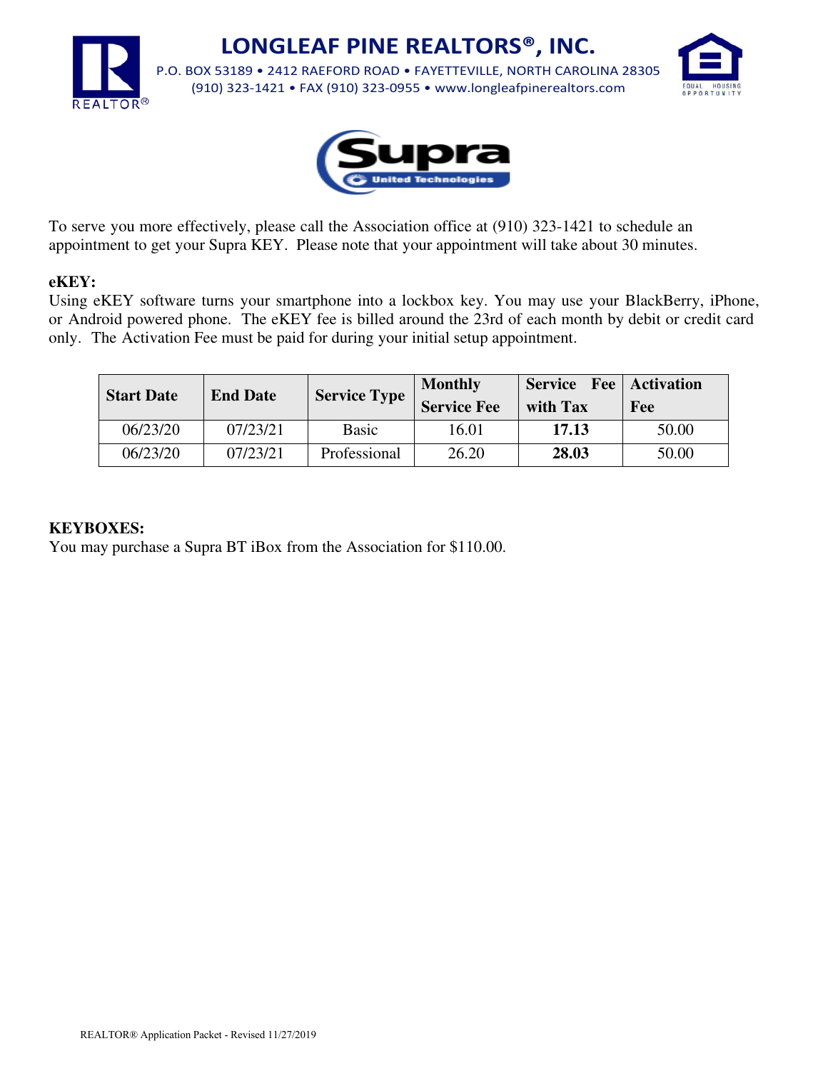# LONGLEAF PINE REALTORS®, INC.

P.O. BOX 53189 • 2412 RAEFORD ROAD • FAYETTEVILLE, NORTH CAROLINA 28305
(910) 323-1421 • FAX (910) 323-0955 • www.longleafpinerealtors.com

To serve you more effectively, please call the Association office at (910) 323-1421 to schedule an appointment to get your Supra KEY. Please note that your appointment will take about 30 minutes.

**eKEY:**
Using eKEY software turns your smartphone into a lockbox key. You may use your BlackBerry, iPhone, or Android powered phone. The eKEY fee is billed around the 23rd of each month by debit or credit card only. The Activation Fee must be paid for during your initial setup appointment.

| Start Date | End Date | Service Type | Monthly Service Fee | Service Fee with Tax | Activation Fee |
|---|---|---|---|---|---|
| 06/23/20 | 07/23/21 | Basic | 16.01 | **17.13** | 50.00 |
| 06/23/20 | 07/23/21 | Professional | 26.20 | **28.03** | 50.00 |

**KEYBOXES:**
You may purchase a Supra BT iBox from the Association for $110.00.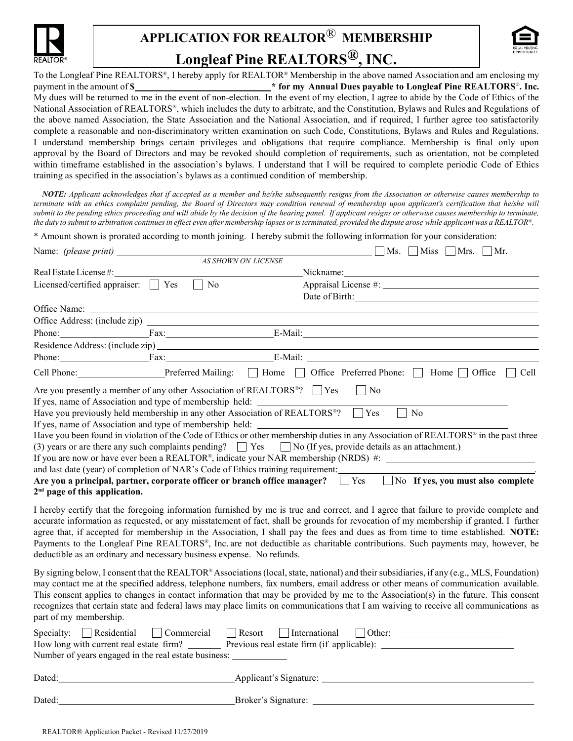# APPLICATION FOR REALTOR® MEMBERSHIP

## Longleaf Pine REALTORS®, INC.

To the Longleaf Pine REALTORS®, I hereby apply for REALTOR® Membership in the above named Association and am enclosing my payment in the amount of **$\_\_\_\_\_\_\_\_\_\_\_\_\_\_\_\_\_\_\_\_\_\_\_\_\_\_\* for my Annual Dues payable to Longleaf Pine REALTORS®. Inc.** My dues will be returned to me in the event of non-election. In the event of my election, I agree to abide by the Code of Ethics of the National Association of REALTORS®, which includes the duty to arbitrate, and the Constitution, Bylaws and Rules and Regulations of the above named Association, the State Association and the National Association, and if required, I further agree too satisfactorily complete a reasonable and non-discriminatory written examination on such Code, Constitutions, Bylaws and Rules and Regulations. I understand membership brings certain privileges and obligations that require compliance. Membership is final only upon approval by the Board of Directors and may be revoked should completion of requirements, such as orientation, not be completed within timeframe established in the association's bylaws. I understand that I will be required to complete periodic Code of Ethics training as specified in the association's bylaws as a continued condition of membership.

***NOTE:*** *Applicant acknowledges that if accepted as a member and he/she subsequently resigns from the Association or otherwise causes membership to terminate with an ethics complaint pending, the Board of Directors may condition renewal of membership upon applicant's certification that he/she will submit to the pending ethics proceeding and will abide by the decision of the hearing panel. If applicant resigns or otherwise causes membership to terminate, the duty to submit to arbitration continues in effect even after membership lapses or is terminated, provided the dispute arose while applicant was a REALTOR®.*

\* Amount shown is prorated according to month joining. I hereby submit the following information for your consideration:

Name: *(please print)* \_\_\_\_\_\_\_\_\_\_\_\_\_\_\_\_\_\_\_\_\_\_\_\_\_\_\_\_\_\_\_\_\_\_\_\_ ☐ Ms. ☐ Miss ☐ Mrs. ☐ Mr.
*AS SHOWN ON LICENSE*

Real Estate License #: \_\_\_\_\_\_\_\_\_\_\_\_\_\_\_\_\_\_\_\_ Nickname: \_\_\_\_\_\_\_\_\_\_\_\_\_\_\_\_\_\_\_\_

Licensed/certified appraiser: ☐ Yes ☐ No Appraisal License #: \_\_\_\_\_\_\_\_\_\_\_\_\_\_\_\_\_\_\_\_

Date of Birth: \_\_\_\_\_\_\_\_\_\_\_\_\_\_\_\_\_\_\_\_

Office Name: \_\_\_\_\_\_\_\_\_\_\_\_\_\_\_\_\_\_\_\_\_\_\_\_\_\_\_\_\_\_\_\_\_\_\_\_\_\_\_\_

Office Address: (include zip) \_\_\_\_\_\_\_\_\_\_\_\_\_\_\_\_\_\_\_\_\_\_\_\_\_\_\_\_\_\_\_\_\_\_\_\_\_\_\_\_

Phone: \_\_\_\_\_\_\_\_\_\_\_\_ Fax: \_\_\_\_\_\_\_\_\_\_\_\_ E-Mail: \_\_\_\_\_\_\_\_\_\_\_\_\_\_\_\_\_\_\_\_

Residence Address: (include zip) \_\_\_\_\_\_\_\_\_\_\_\_\_\_\_\_\_\_\_\_\_\_\_\_\_\_\_\_\_\_\_\_\_\_\_\_\_\_\_\_

Phone: \_\_\_\_\_\_\_\_\_\_\_\_ Fax: \_\_\_\_\_\_\_\_\_\_\_\_ E-Mail: \_\_\_\_\_\_\_\_\_\_\_\_\_\_\_\_\_\_\_\_

Cell Phone: \_\_\_\_\_\_\_\_\_\_\_\_ Preferred Mailing: ☐ Home ☐ Office Preferred Phone: ☐ Home ☐ Office ☐ Cell

Are you presently a member of any other Association of REALTORS®? ☐ Yes ☐ No

If yes, name of Association and type of membership held: \_\_\_\_\_\_\_\_\_\_\_\_\_\_\_\_\_\_\_\_

Have you previously held membership in any other Association of REALTORS®? ☐ Yes ☐ No

If yes, name of Association and type of membership held: \_\_\_\_\_\_\_\_\_\_\_\_\_\_\_\_\_\_\_\_

Have you been found in violation of the Code of Ethics or other membership duties in any Association of REALTORS® in the past three (3) years or are there any such complaints pending? ☐ Yes ☐ No (If yes, provide details as an attachment.)

If you are now or have ever been a REALTOR®, indicate your NAR membership (NRDS) #: \_\_\_\_\_\_\_\_\_\_\_\_\_\_\_\_\_\_\_\_

and last date (year) of completion of NAR's Code of Ethics training requirement: \_\_\_\_\_\_\_\_\_\_\_\_\_\_\_\_\_\_\_\_.

**Are you a principal, partner, corporate officer or branch office manager?** ☐ Yes ☐ No **If yes, you must also complete 2nd page of this application.**

I hereby certify that the foregoing information furnished by me is true and correct, and I agree that failure to provide complete and accurate information as requested, or any misstatement of fact, shall be grounds for revocation of my membership if granted. I further agree that, if accepted for membership in the Association, I shall pay the fees and dues as from time to time established. **NOTE:** Payments to the Longleaf Pine REALTORS®, Inc. are not deductible as charitable contributions. Such payments may, however, be deductible as an ordinary and necessary business expense. No refunds.

By signing below, I consent that the REALTOR® Associations (local, state, national) and their subsidiaries, if any (e.g., MLS, Foundation) may contact me at the specified address, telephone numbers, fax numbers, email address or other means of communication available. This consent applies to changes in contact information that may be provided by me to the Association(s) in the future. This consent recognizes that certain state and federal laws may place limits on communications that I am waiving to receive all communications as part of my membership.

Specialty: ☐ Residential ☐ Commercial ☐ Resort ☐ International ☐ Other: \_\_\_\_\_\_\_\_\_\_\_\_\_\_\_\_\_\_\_\_

How long with current real estate firm? \_\_\_\_\_\_\_\_ Previous real estate firm (if applicable): \_\_\_\_\_\_\_\_\_\_\_\_\_\_\_\_\_\_\_\_

Number of years engaged in the real estate business: \_\_\_\_\_\_\_\_

Dated: \_\_\_\_\_\_\_\_\_\_\_\_\_\_\_\_\_\_\_\_ Applicant's Signature: \_\_\_\_\_\_\_\_\_\_\_\_\_\_\_\_\_\_\_\_

Dated: \_\_\_\_\_\_\_\_\_\_\_\_\_\_\_\_\_\_\_\_ Broker's Signature: \_\_\_\_\_\_\_\_\_\_\_\_\_\_\_\_\_\_\_\_

REALTOR® Application Packet - Revised 11/27/2019